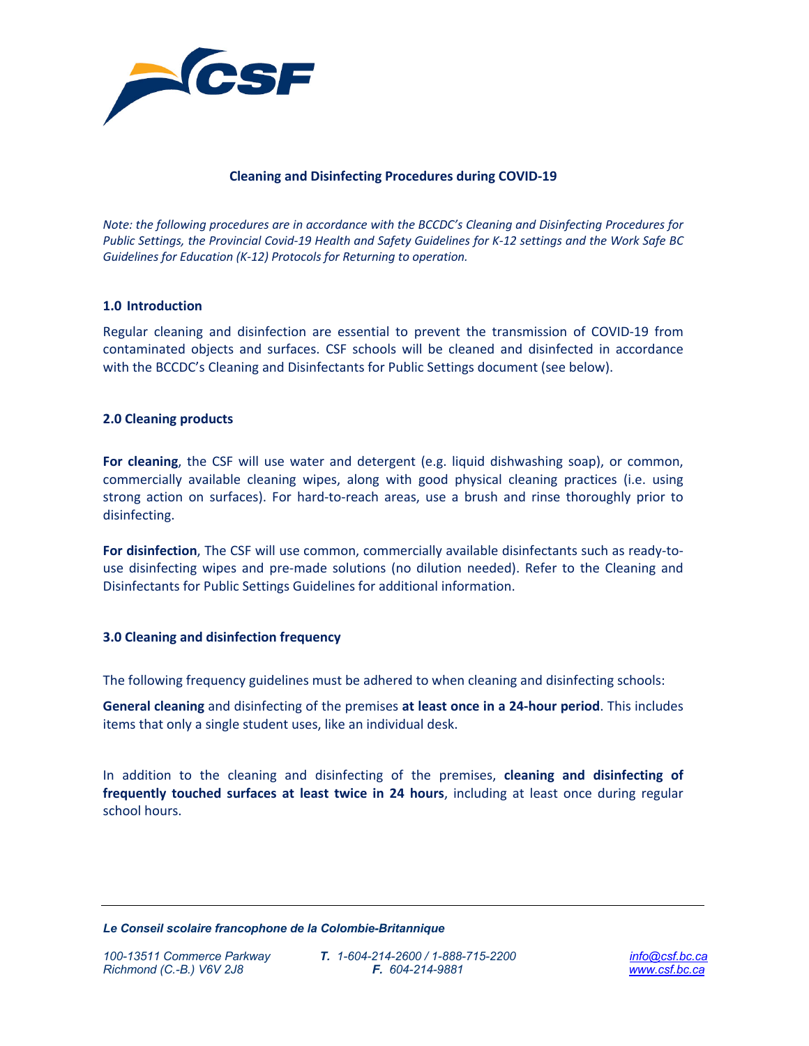# Cleaning and Disinfecting Procedures during COVID-19

*Note: the following procedures are in accordance with the BCCDC's Cleaning and Disinfecting Procedures for Public Settings, the Provincial Covid-19 Health and Safety Guidelines for K-12 settings and the Work Safe BC Guidelines for Education (K-12) Protocols for Returning to operation.*

## 1.0 Introduction

Regular cleaning and disinfection are essential to prevent the transmission of COVID-19 from contaminated objects and surfaces. CSF schools will be cleaned and disinfected in accordance with the BCCDC's Cleaning and Disinfectants for Public Settings document (see below).

## 2.0 Cleaning products

**For cleaning**, the CSF will use water and detergent (e.g. liquid dishwashing soap), or common, commercially available cleaning wipes, along with good physical cleaning practices (i.e. using strong action on surfaces). For hard-to-reach areas, use a brush and rinse thoroughly prior to disinfecting.

**For disinfection**, The CSF will use common, commercially available disinfectants such as ready-to-use disinfecting wipes and pre-made solutions (no dilution needed). Refer to the Cleaning and Disinfectants for Public Settings Guidelines for additional information.

## 3.0 Cleaning and disinfection frequency

The following frequency guidelines must be adhered to when cleaning and disinfecting schools:

**General cleaning** and disinfecting of the premises **at least once in a 24-hour period**. This includes items that only a single student uses, like an individual desk.

In addition to the cleaning and disinfecting of the premises, **cleaning and disinfecting of frequently touched surfaces at least twice in 24 hours**, including at least once during regular school hours.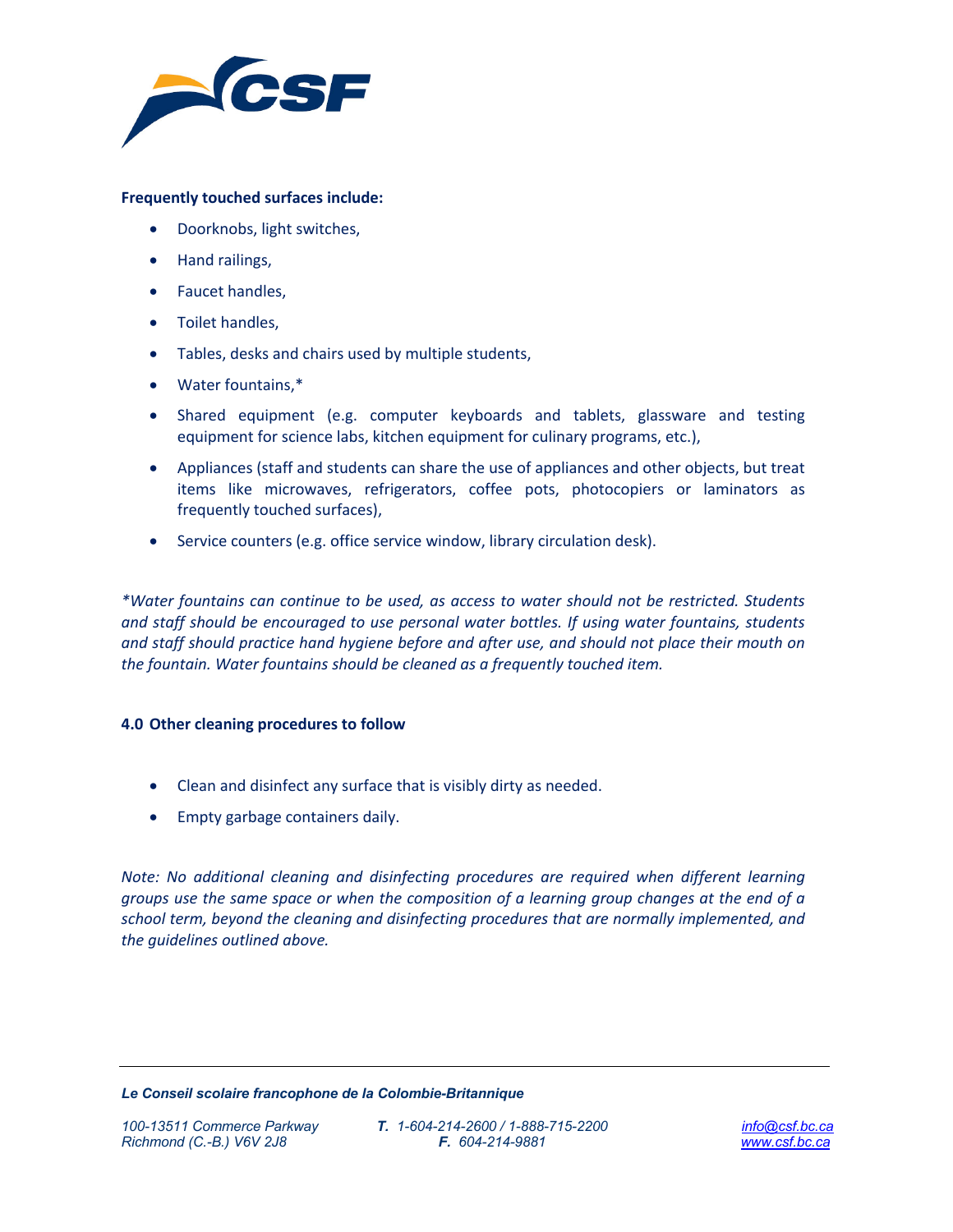**Frequently touched surfaces include:**

- Doorknobs, light switches,
- Hand railings,
- Faucet handles,
- Toilet handles,
- Tables, desks and chairs used by multiple students,
- Water fountains,*
- Shared equipment (e.g. computer keyboards and tablets, glassware and testing equipment for science labs, kitchen equipment for culinary programs, etc.),
- Appliances (staff and students can share the use of appliances and other objects, but treat items like microwaves, refrigerators, coffee pots, photocopiers or laminators as frequently touched surfaces),
- Service counters (e.g. office service window, library circulation desk).

*\*Water fountains can continue to be used, as access to water should not be restricted. Students and staff should be encouraged to use personal water bottles. If using water fountains, students and staff should practice hand hygiene before and after use, and should not place their mouth on the fountain. Water fountains should be cleaned as a frequently touched item.*

## 4.0 Other cleaning procedures to follow

- Clean and disinfect any surface that is visibly dirty as needed.
- Empty garbage containers daily.

*Note: No additional cleaning and disinfecting procedures are required when different learning groups use the same space or when the composition of a learning group changes at the end of a school term, beyond the cleaning and disinfecting procedures that are normally implemented, and the guidelines outlined above.*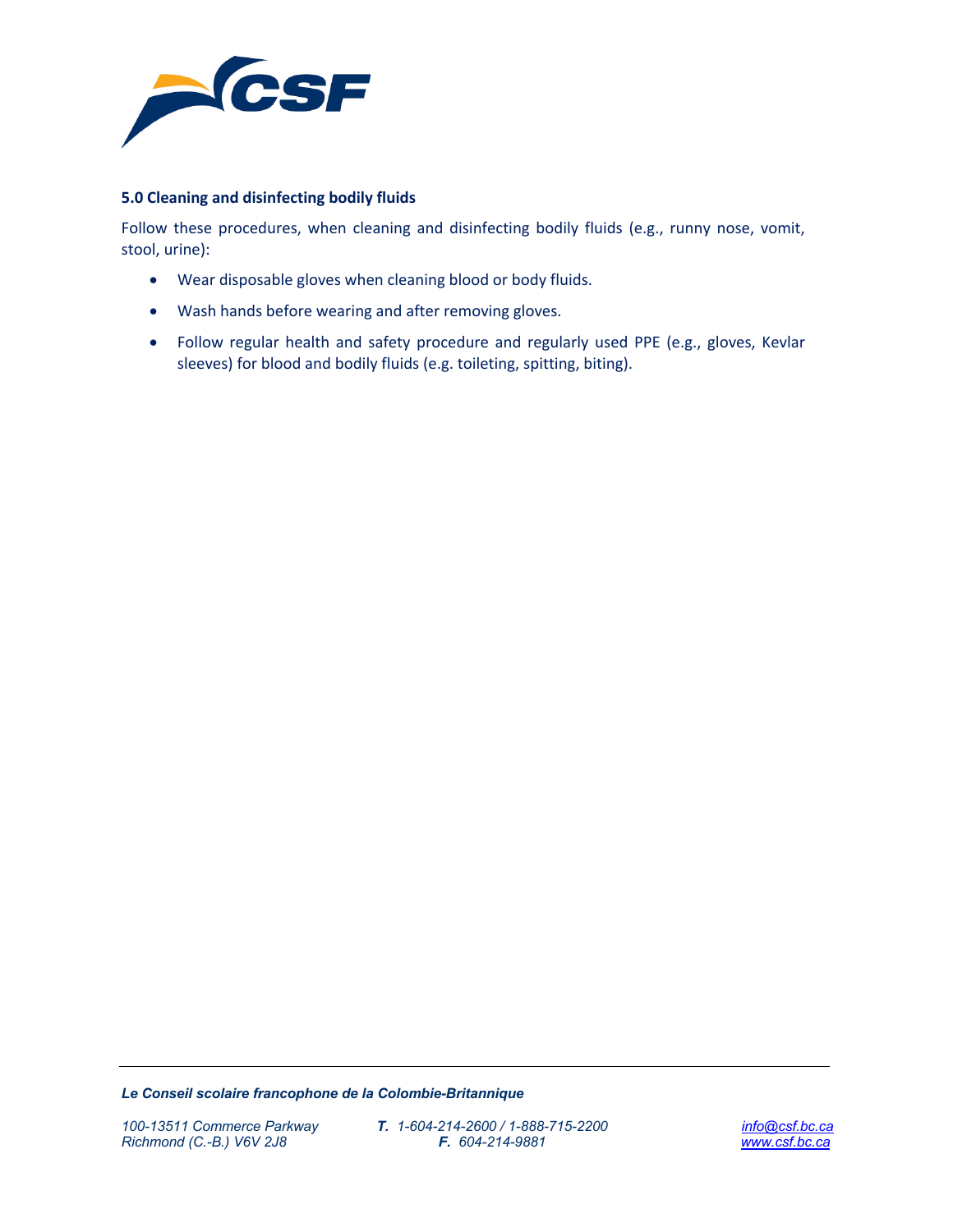### 5.0 Cleaning and disinfecting bodily fluids

Follow these procedures, when cleaning and disinfecting bodily fluids (e.g., runny nose, vomit, stool, urine):

- Wear disposable gloves when cleaning blood or body fluids.
- Wash hands before wearing and after removing gloves.
- Follow regular health and safety procedure and regularly used PPE (e.g., gloves, Kevlar sleeves) for blood and bodily fluids (e.g. toileting, spitting, biting).